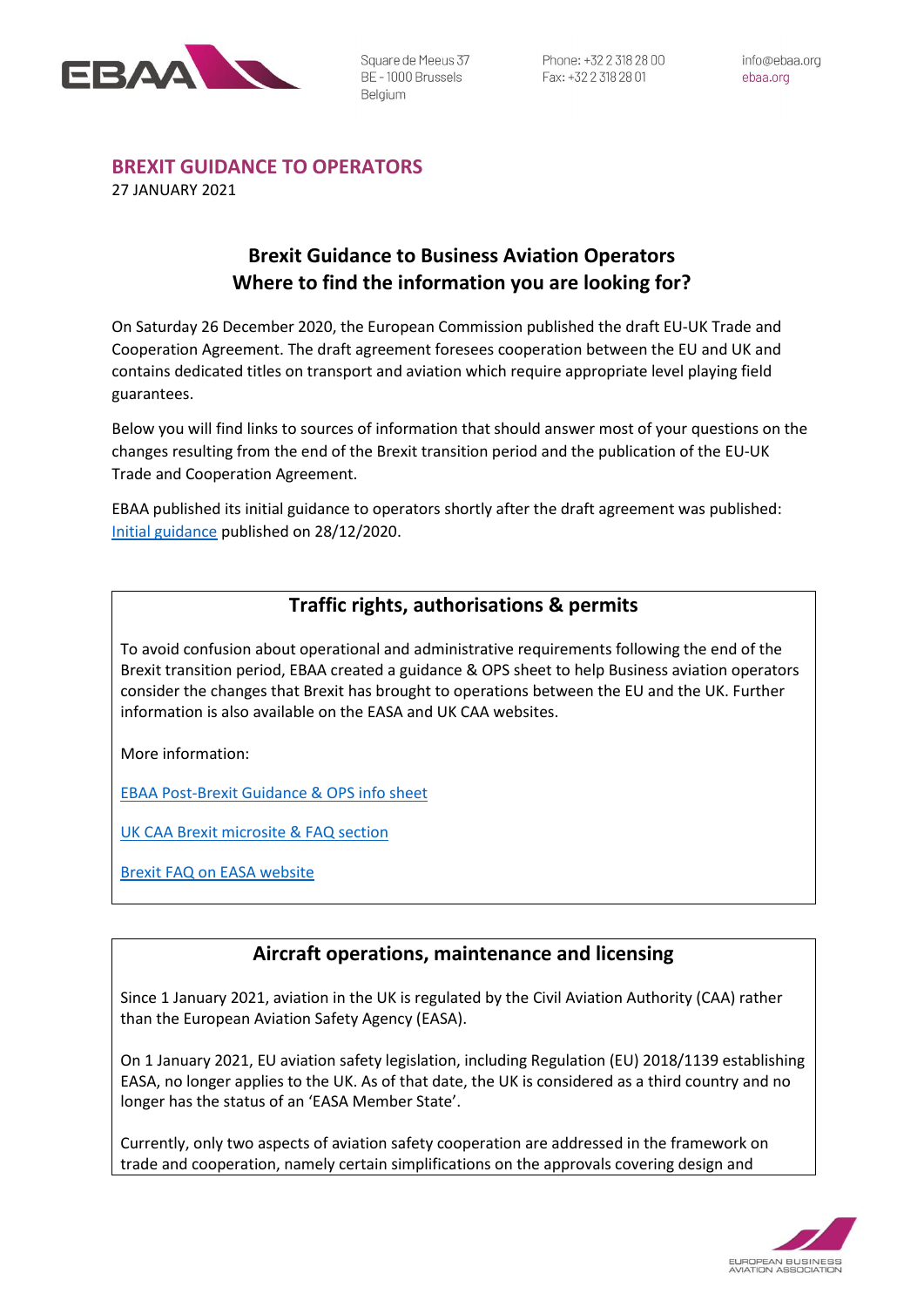Square de Meeus 37
BE - 1000 Brussels
Belgium

Phone: +32 2 318 28 00
Fax: +32 2 318 28 01

info@ebaa.org
ebaa.org

## BREXIT GUIDANCE TO OPERATORS

27 JANUARY 2021

# Brexit Guidance to Business Aviation Operators
# Where to find the information you are looking for?

On Saturday 26 December 2020, the European Commission published the draft EU-UK Trade and Cooperation Agreement. The draft agreement foresees cooperation between the EU and UK and contains dedicated titles on transport and aviation which require appropriate level playing field guarantees.

Below you will find links to sources of information that should answer most of your questions on the changes resulting from the end of the Brexit transition period and the publication of the EU-UK Trade and Cooperation Agreement.

EBAA published its initial guidance to operators shortly after the draft agreement was published: Initial guidance published on 28/12/2020.

## Traffic rights, authorisations & permits

To avoid confusion about operational and administrative requirements following the end of the Brexit transition period, EBAA created a guidance & OPS sheet to help Business aviation operators consider the changes that Brexit has brought to operations between the EU and the UK. Further information is also available on the EASA and UK CAA websites.

More information:

EBAA Post-Brexit Guidance & OPS info sheet

UK CAA Brexit microsite & FAQ section

Brexit FAQ on EASA website

## Aircraft operations, maintenance and licensing

Since 1 January 2021, aviation in the UK is regulated by the Civil Aviation Authority (CAA) rather than the European Aviation Safety Agency (EASA).

On 1 January 2021, EU aviation safety legislation, including Regulation (EU) 2018/1139 establishing EASA, no longer applies to the UK. As of that date, the UK is considered as a third country and no longer has the status of an 'EASA Member State'.

Currently, only two aspects of aviation safety cooperation are addressed in the framework on trade and cooperation, namely certain simplifications on the approvals covering design and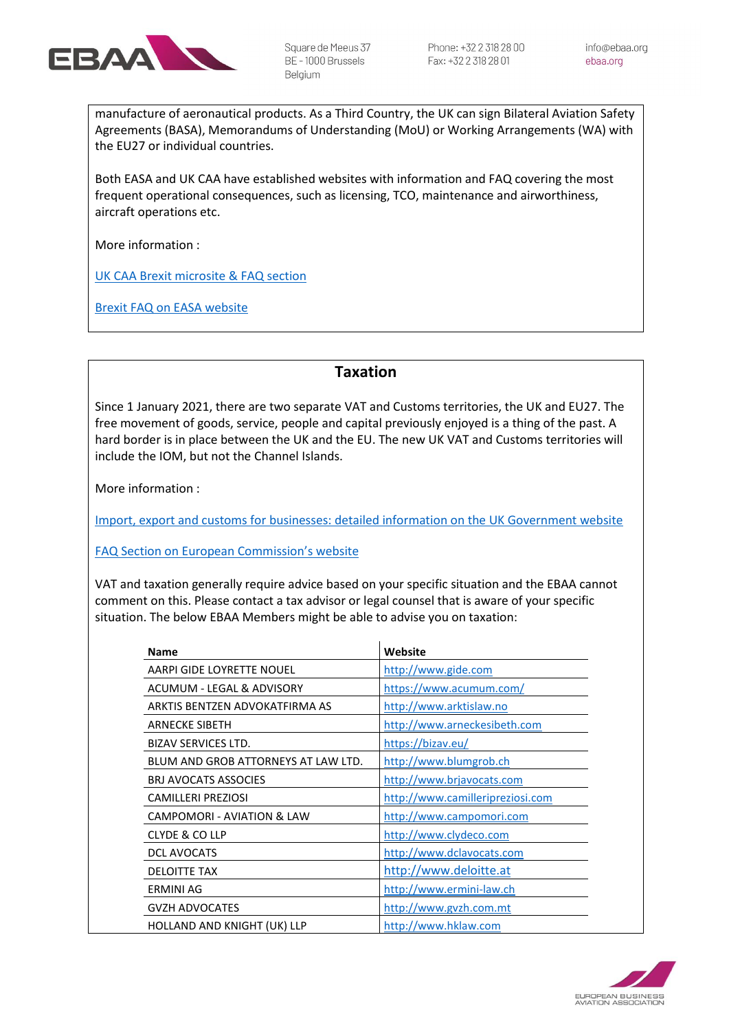manufacture of aeronautical products. As a Third Country, the UK can sign Bilateral Aviation Safety Agreements (BASA), Memorandums of Understanding (MoU) or Working Arrangements (WA) with the EU27 or individual countries.

Both EASA and UK CAA have established websites with information and FAQ covering the most frequent operational consequences, such as licensing, TCO, maintenance and airworthiness, aircraft operations etc.

More information :

UK CAA Brexit microsite & FAQ section

Brexit FAQ on EASA website

## Taxation

Since 1 January 2021, there are two separate VAT and Customs territories, the UK and EU27. The free movement of goods, service, people and capital previously enjoyed is a thing of the past. A hard border is in place between the UK and the EU. The new UK VAT and Customs territories will include the IOM, but not the Channel Islands.

More information :

Import, export and customs for businesses: detailed information on the UK Government website

FAQ Section on European Commission's website

VAT and taxation generally require advice based on your specific situation and the EBAA cannot comment on this. Please contact a tax advisor or legal counsel that is aware of your specific situation. The below EBAA Members might be able to advise you on taxation:

| Name | Website |
| --- | --- |
| AARPI GIDE LOYRETTE NOUEL | http://www.gide.com |
| ACUMUM - LEGAL & ADVISORY | https://www.acumum.com/ |
| ARKTIS BENTZEN ADVOKATFIRMA AS | http://www.arktislaw.no |
| ARNECKE SIBETH | http://www.arneckesibeth.com |
| BIZAV SERVICES LTD. | https://bizav.eu/ |
| BLUM AND GROB ATTORNEYS AT LAW LTD. | http://www.blumgrob.ch |
| BRJ AVOCATS ASSOCIES | http://www.brjavocats.com |
| CAMILLERI PREZIOSI | http://www.camilleripreziosi.com |
| CAMPOMORI - AVIATION & LAW | http://www.campomori.com |
| CLYDE & CO LLP | http://www.clydeco.com |
| DCL AVOCATS | http://www.dclavocats.com |
| DELOITTE TAX | http://www.deloitte.at |
| ERMINI AG | http://www.ermini-law.ch |
| GVZH ADVOCATES | http://www.gvzh.com.mt |
| HOLLAND AND KNIGHT (UK) LLP | http://www.hklaw.com |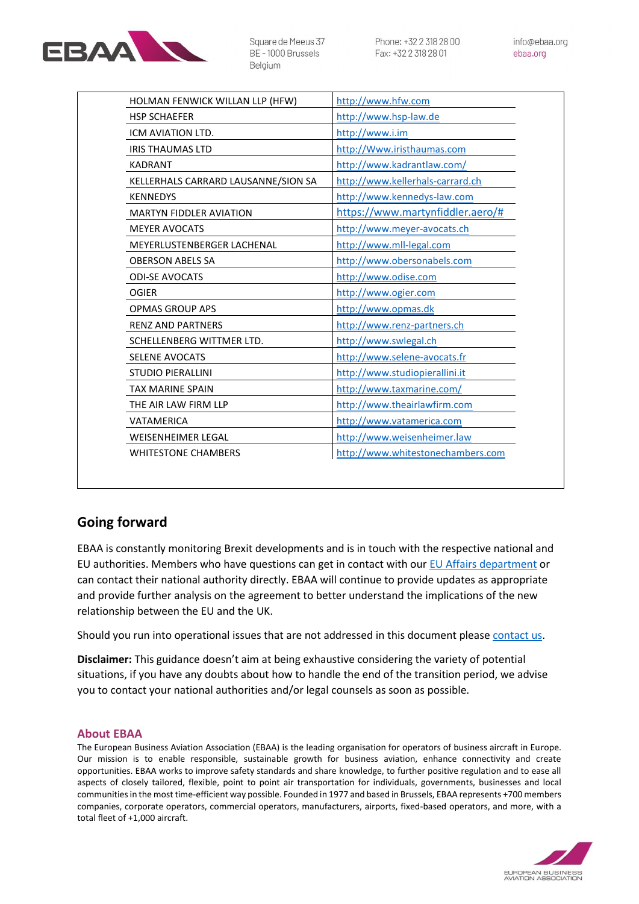| HOLMAN FENWICK WILLAN LLP (HFW) | http://www.hfw.com |
|---|---|
| HSP SCHAEFER | http://www.hsp-law.de |
| ICM AVIATION LTD. | http://www.i.im |
| IRIS THAUMAS LTD | http://Www.iristhaumas.com |
| KADRANT | http://www.kadrantlaw.com/ |
| KELLERHALS CARRARD LAUSANNE/SION SA | http://www.kellerhals-carrard.ch |
| KENNEDYS | http://www.kennedys-law.com |
| MARTYN FIDDLER AVIATION | https://www.martynfiddler.aero/# |
| MEYER AVOCATS | http://www.meyer-avocats.ch |
| MEYERLUSTENBERGER LACHENAL | http://www.mll-legal.com |
| OBERSON ABELS SA | http://www.obersonabels.com |
| ODI-SE AVOCATS | http://www.odise.com |
| OGIER | http://www.ogier.com |
| OPMAS GROUP APS | http://www.opmas.dk |
| RENZ AND PARTNERS | http://www.renz-partners.ch |
| SCHELLENBERG WITTMER LTD. | http://www.swlegal.ch |
| SELENE AVOCATS | http://www.selene-avocats.fr |
| STUDIO PIERALLINI | http://www.studiopierallini.it |
| TAX MARINE SPAIN | http://www.taxmarine.com/ |
| THE AIR LAW FIRM LLP | http://www.theairlawfirm.com |
| VATAMERICA | http://www.vatamerica.com |
| WEISENHEIMER LEGAL | http://www.weisenheimer.law |
| WHITESTONE CHAMBERS | http://www.whitestonechambers.com |

## Going forward

EBAA is constantly monitoring Brexit developments and is in touch with the respective national and EU authorities. Members who have questions can get in contact with our EU Affairs department or can contact their national authority directly. EBAA will continue to provide updates as appropriate and provide further analysis on the agreement to better understand the implications of the new relationship between the EU and the UK.

Should you run into operational issues that are not addressed in this document please contact us.

**Disclaimer:** This guidance doesn't aim at being exhaustive considering the variety of potential situations, if you have any doubts about how to handle the end of the transition period, we advise you to contact your national authorities and/or legal counsels as soon as possible.

### About EBAA

The European Business Aviation Association (EBAA) is the leading organisation for operators of business aircraft in Europe. Our mission is to enable responsible, sustainable growth for business aviation, enhance connectivity and create opportunities. EBAA works to improve safety standards and share knowledge, to further positive regulation and to ease all aspects of closely tailored, flexible, point to point air transportation for individuals, governments, businesses and local communities in the most time-efficient way possible. Founded in 1977 and based in Brussels, EBAA represents +700 members companies, corporate operators, commercial operators, manufacturers, airports, fixed-based operators, and more, with a total fleet of +1,000 aircraft.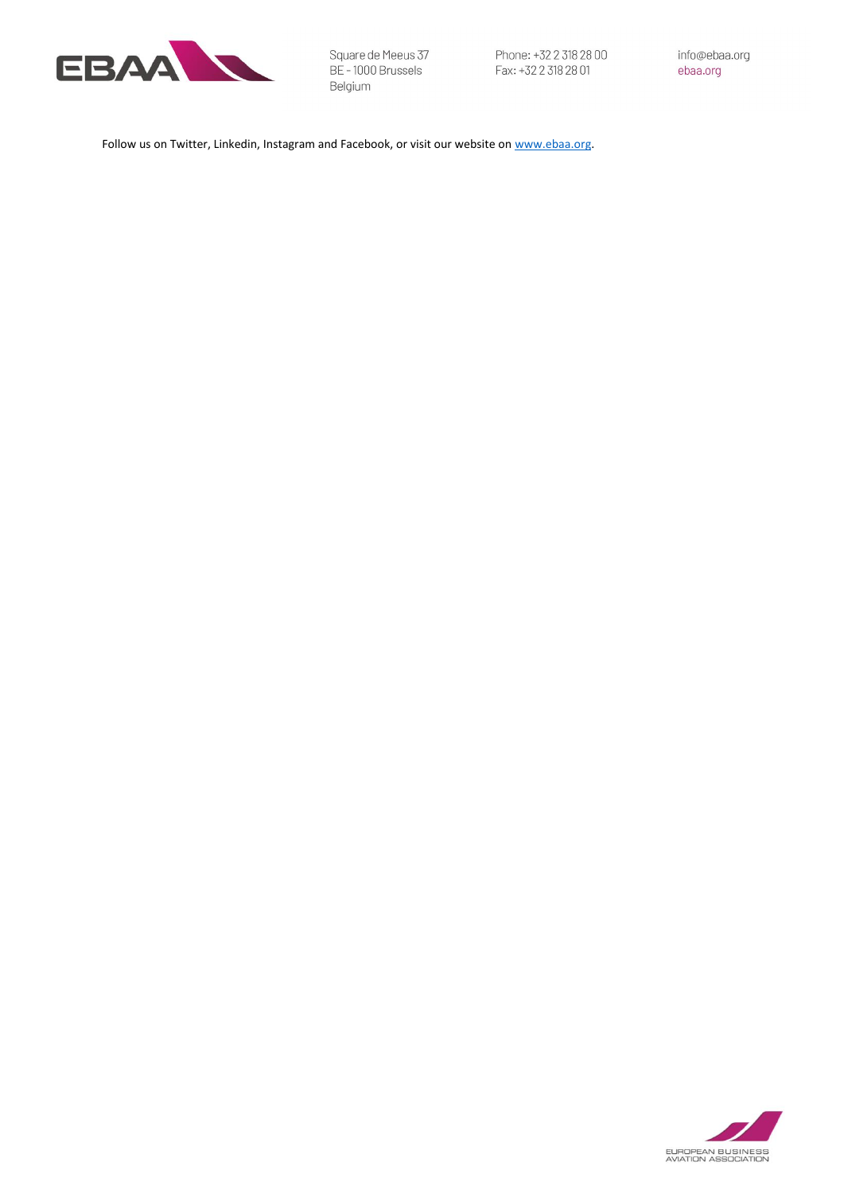Follow us on Twitter, Linkedin, Instagram and Facebook, or visit our website on [www.ebaa.org](http://www.ebaa.org).